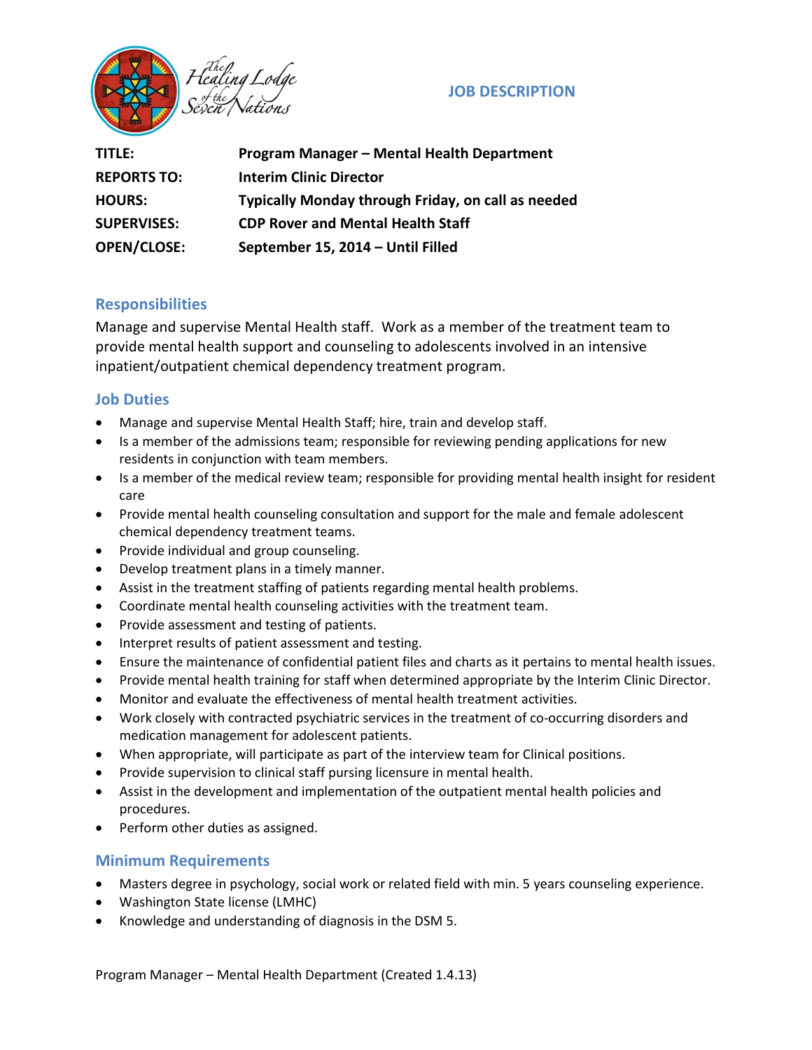The Healing Lodge of the Seven Nations

# JOB DESCRIPTION

| | |
|---|---|
| **TITLE:** | **Program Manager – Mental Health Department** |
| **REPORTS TO:** | **Interim Clinic Director** |
| **HOURS:** | **Typically Monday through Friday, on call as needed** |
| **SUPERVISES:** | **CDP Rover and Mental Health Staff** |
| **OPEN/CLOSE:** | **September 15, 2014 – Until Filled** |

## Responsibilities

Manage and supervise Mental Health staff. Work as a member of the treatment team to provide mental health support and counseling to adolescents involved in an intensive inpatient/outpatient chemical dependency treatment program.

## Job Duties

- Manage and supervise Mental Health Staff; hire, train and develop staff.
- Is a member of the admissions team; responsible for reviewing pending applications for new residents in conjunction with team members.
- Is a member of the medical review team; responsible for providing mental health insight for resident care
- Provide mental health counseling consultation and support for the male and female adolescent chemical dependency treatment teams.
- Provide individual and group counseling.
- Develop treatment plans in a timely manner.
- Assist in the treatment staffing of patients regarding mental health problems.
- Coordinate mental health counseling activities with the treatment team.
- Provide assessment and testing of patients.
- Interpret results of patient assessment and testing.
- Ensure the maintenance of confidential patient files and charts as it pertains to mental health issues.
- Provide mental health training for staff when determined appropriate by the Interim Clinic Director.
- Monitor and evaluate the effectiveness of mental health treatment activities.
- Work closely with contracted psychiatric services in the treatment of co-occurring disorders and medication management for adolescent patients.
- When appropriate, will participate as part of the interview team for Clinical positions.
- Provide supervision to clinical staff pursing licensure in mental health.
- Assist in the development and implementation of the outpatient mental health policies and procedures.
- Perform other duties as assigned.

## Minimum Requirements

- Masters degree in psychology, social work or related field with min. 5 years counseling experience.
- Washington State license (LMHC)
- Knowledge and understanding of diagnosis in the DSM 5.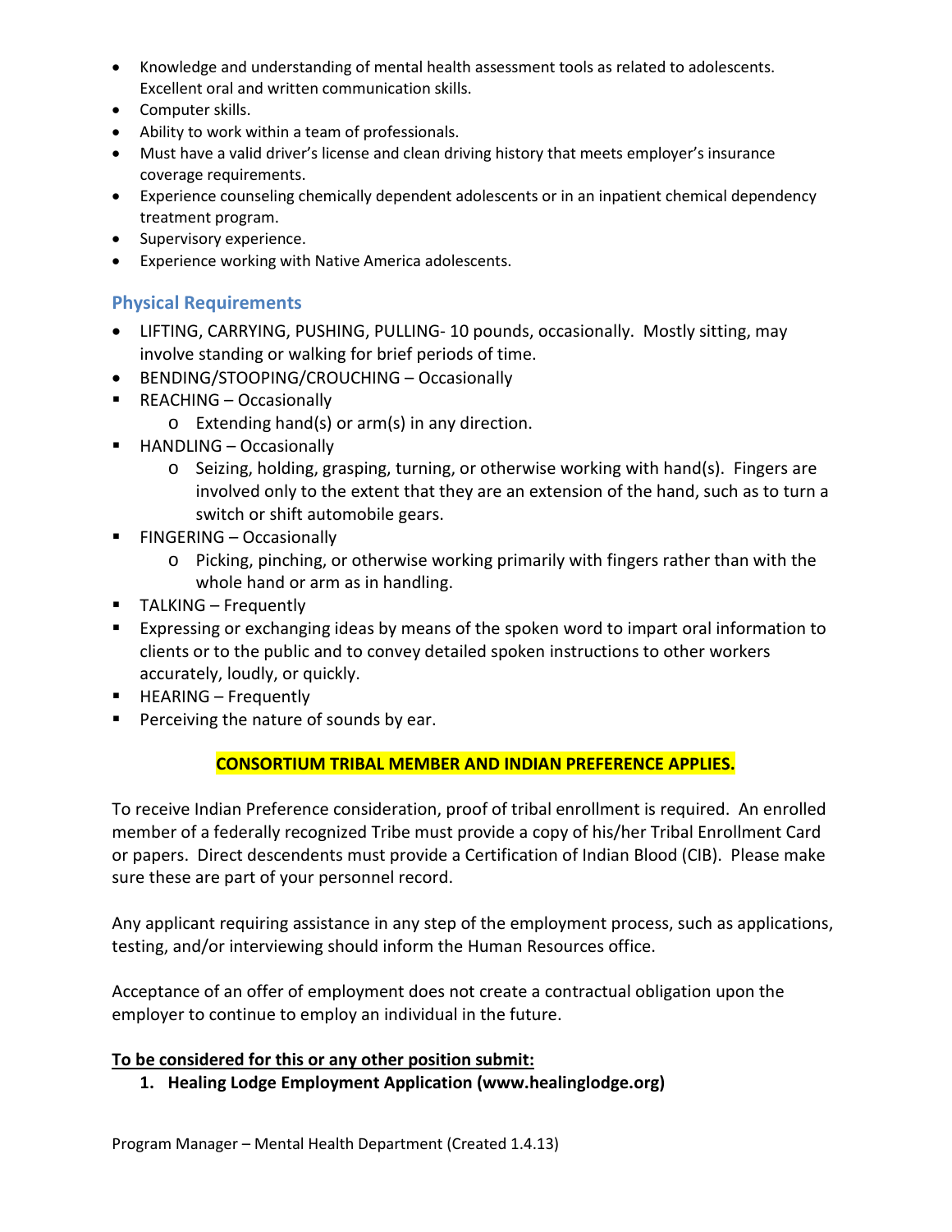- Knowledge and understanding of mental health assessment tools as related to adolescents. Excellent oral and written communication skills.
- Computer skills.
- Ability to work within a team of professionals.
- Must have a valid driver's license and clean driving history that meets employer's insurance coverage requirements.
- Experience counseling chemically dependent adolescents or in an inpatient chemical dependency treatment program.
- Supervisory experience.
- Experience working with Native America adolescents.

### Physical Requirements

- LIFTING, CARRYING, PUSHING, PULLING- 10 pounds, occasionally. Mostly sitting, may involve standing or walking for brief periods of time.
- BENDING/STOOPING/CROUCHING – Occasionally
- REACHING – Occasionally
  - Extending hand(s) or arm(s) in any direction.
- HANDLING – Occasionally
  - Seizing, holding, grasping, turning, or otherwise working with hand(s). Fingers are involved only to the extent that they are an extension of the hand, such as to turn a switch or shift automobile gears.
- FINGERING – Occasionally
  - Picking, pinching, or otherwise working primarily with fingers rather than with the whole hand or arm as in handling.
- TALKING – Frequently
- Expressing or exchanging ideas by means of the spoken word to impart oral information to clients or to the public and to convey detailed spoken instructions to other workers accurately, loudly, or quickly.
- HEARING – Frequently
- Perceiving the nature of sounds by ear.

**CONSORTIUM TRIBAL MEMBER AND INDIAN PREFERENCE APPLIES.**

To receive Indian Preference consideration, proof of tribal enrollment is required. An enrolled member of a federally recognized Tribe must provide a copy of his/her Tribal Enrollment Card or papers. Direct descendents must provide a Certification of Indian Blood (CIB). Please make sure these are part of your personnel record.

Any applicant requiring assistance in any step of the employment process, such as applications, testing, and/or interviewing should inform the Human Resources office.

Acceptance of an offer of employment does not create a contractual obligation upon the employer to continue to employ an individual in the future.

**To be considered for this or any other position submit:**

1. **Healing Lodge Employment Application (www.healinglodge.org)**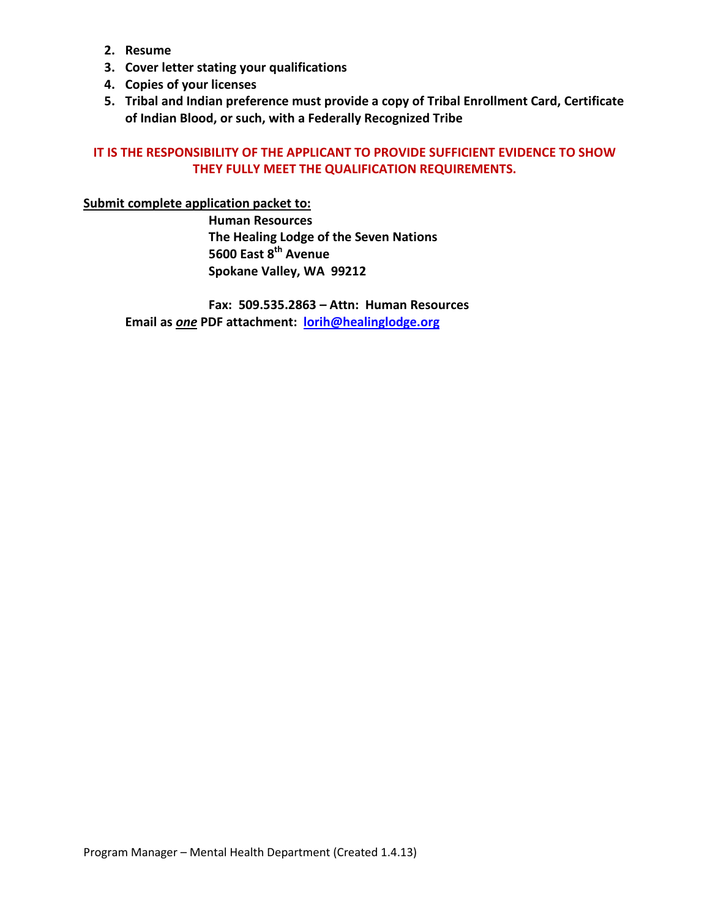2. **Resume**
3. **Cover letter stating your qualifications**
4. **Copies of your licenses**
5. **Tribal and Indian preference must provide a copy of Tribal Enrollment Card, Certificate of Indian Blood, or such, with a Federally Recognized Tribe**

**IT IS THE RESPONSIBILITY OF THE APPLICANT TO PROVIDE SUFFICIENT EVIDENCE TO SHOW THEY FULLY MEET THE QUALIFICATION REQUIREMENTS.**

**Submit complete application packet to:**

**Human Resources**
**The Healing Lodge of the Seven Nations**
**5600 East 8th Avenue**
**Spokane Valley, WA 99212**

**Fax: 509.535.2863 – Attn: Human Resources**
**Email as *one* PDF attachment: lorih@healinglodge.org**

Program Manager – Mental Health Department (Created 1.4.13)